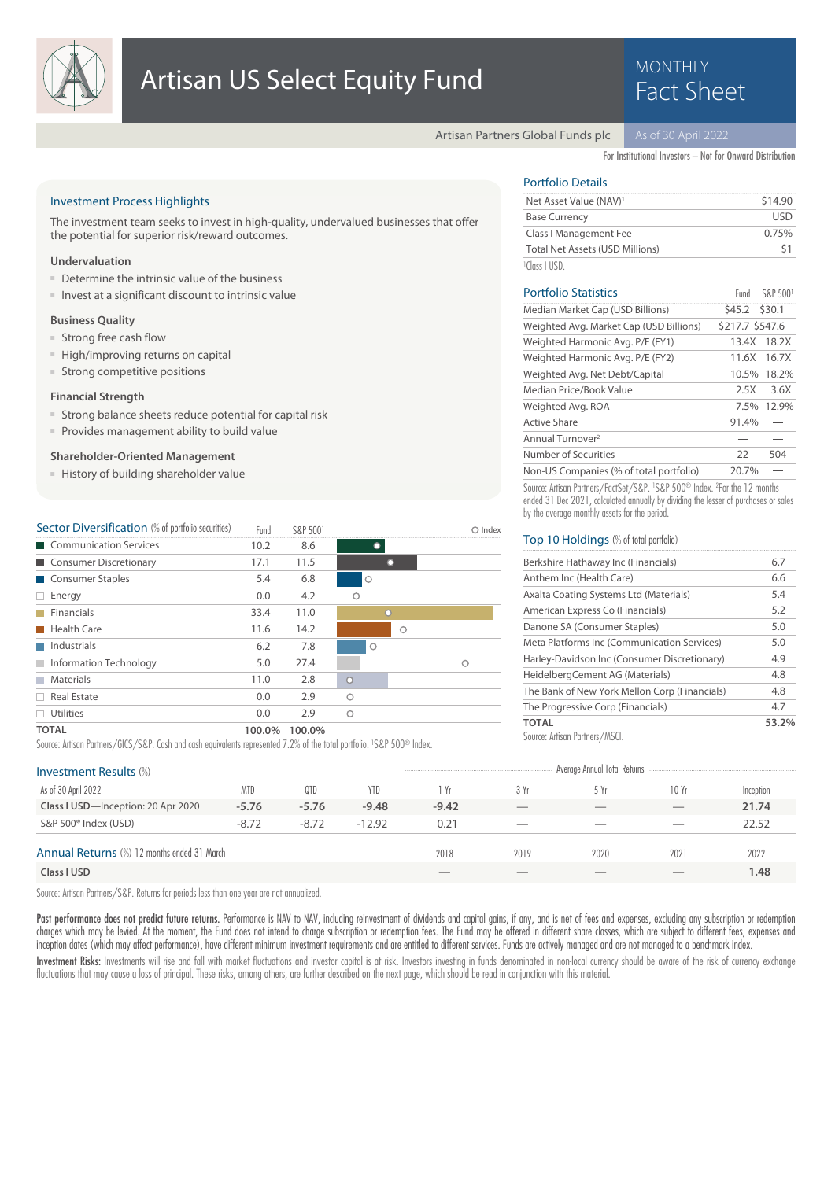# Artisan US Select Equity Fund

MONTHLY Fact Sheet

Artisan Partners Global Funds plc

As of 30 April 2022

For Institutional Investors – Not for Onward Distribution

## Investment Process Highlights

The investment team seeks to invest in high-quality, undervalued businesses that offer the potential for superior risk/reward outcomes.

### Undervaluation

- Determine the intrinsic value of the business
- Invest at a significant discount to intrinsic value

### Business Quality

- Strong free cash flow
- High/improving returns on capital
- Strong competitive positions

### Financial Strength

- Strong balance sheets reduce potential for capital risk
- Provides management ability to build value

### Shareholder-Oriented Management

- History of building shareholder value

## Portfolio Details

| | |
|---|---|
| Net Asset Value (NAV)[1] | $14.90 |
| Base Currency | USD |
| Class I Management Fee | 0.75% |
| Total Net Assets (USD Millions) | $1 |

[1]Class I USD.

## Portfolio Statistics

| | Fund | S&P 500[1] |
|---|---|---|
| Median Market Cap (USD Billions) | $45.2 | $30.1 |
| Weighted Avg. Market Cap (USD Billions) | $217.7 | $547.6 |
| Weighted Harmonic Avg. P/E (FY1) | 13.4X | 18.2X |
| Weighted Harmonic Avg. P/E (FY2) | 11.6X | 16.7X |
| Weighted Avg. Net Debt/Capital | 10.5% | 18.2% |
| Median Price/Book Value | 2.5X | 3.6X |
| Weighted Avg. ROA | 7.5% | 12.9% |
| Active Share | 91.4% | — |
| Annual Turnover[2] | — | — |
| Number of Securities | 22 | 504 |
| Non-US Companies (% of total portfolio) | 20.7% | — |

Source: Artisan Partners/FactSet/S&P. [1]S&P 500® Index. [2]For the 12 months ended 31 Dec 2021, calculated annually by dividing the lesser of purchases or sales by the average monthly assets for the period.

## Sector Diversification (% of portfolio securities)

| | Fund | S&P 500[1] |
|---|---|---|
| Communication Services | 10.2 | 8.6 |
| Consumer Discretionary | 17.1 | 11.5 |
| Consumer Staples | 5.4 | 6.8 |
| Energy | 0.0 | 4.2 |
| Financials | 33.4 | 11.0 |
| Health Care | 11.6 | 14.2 |
| Industrials | 6.2 | 7.8 |
| Information Technology | 5.0 | 27.4 |
| Materials | 11.0 | 2.8 |
| Real Estate | 0.0 | 2.9 |
| Utilities | 0.0 | 2.9 |
| **TOTAL** | **100.0%** | **100.0%** |

Source: Artisan Partners/GICS/S&P. Cash and cash equivalents represented 7.2% of the total portfolio. [1]S&P 500® Index.

## Top 10 Holdings (% of total portfolio)

| | |
|---|---|
| Berkshire Hathaway Inc (Financials) | 6.7 |
| Anthem Inc (Health Care) | 6.6 |
| Axalta Coating Systems Ltd (Materials) | 5.4 |
| American Express Co (Financials) | 5.2 |
| Danone SA (Consumer Staples) | 5.0 |
| Meta Platforms Inc (Communication Services) | 5.0 |
| Harley-Davidson Inc (Consumer Discretionary) | 4.9 |
| HeidelbergCement AG (Materials) | 4.8 |
| The Bank of New York Mellon Corp (Financials) | 4.8 |
| The Progressive Corp (Financials) | 4.7 |
| **TOTAL** | **53.2%** |

Source: Artisan Partners/MSCI.

## Investment Results (%)

| | | | | Average Annual Total Returns | | | | |
|---|---|---|---|---|---|---|---|---|
| As of 30 April 2022 | MTD | QTD | YTD | 1 Yr | 3 Yr | 5 Yr | 10 Yr | Inception |
| **Class I USD**—Inception: 20 Apr 2020 | **-5.76** | **-5.76** | **-9.48** | **-9.42** | — | — | — | **21.74** |
| S&P 500® Index (USD) | -8.72 | -8.72 | -12.92 | 0.21 | — | — | — | 22.52 |

## Annual Returns (%) 12 months ended 31 March

| | 2018 | 2019 | 2020 | 2021 | 2022 |
|---|---|---|---|---|---|
| **Class I USD** | — | — | — | — | **1.48** |

Source: Artisan Partners/S&P. Returns for periods less than one year are not annualized.

**Past performance does not predict future returns.** Performance is NAV to NAV, including reinvestment of dividends and capital gains, if any, and is net of fees and expenses, excluding any subscription or redemption charges which may be levied. At the moment, the Fund does not intend to charge subscription or redemption fees. The Fund may be offered in different share classes, which are subject to different fees, expenses and inception dates (which may affect performance), have different minimum investment requirements and are entitled to different services. Funds are actively managed and are not managed to a benchmark index.

**Investment Risks:** Investments will rise and fall with market fluctuations and investor capital is at risk. Investors investing in funds denominated in non-local currency should be aware of the risk of currency exchange fluctuations that may cause a loss of principal. These risks, among others, are further described on the next page, which should be read in conjunction with this material.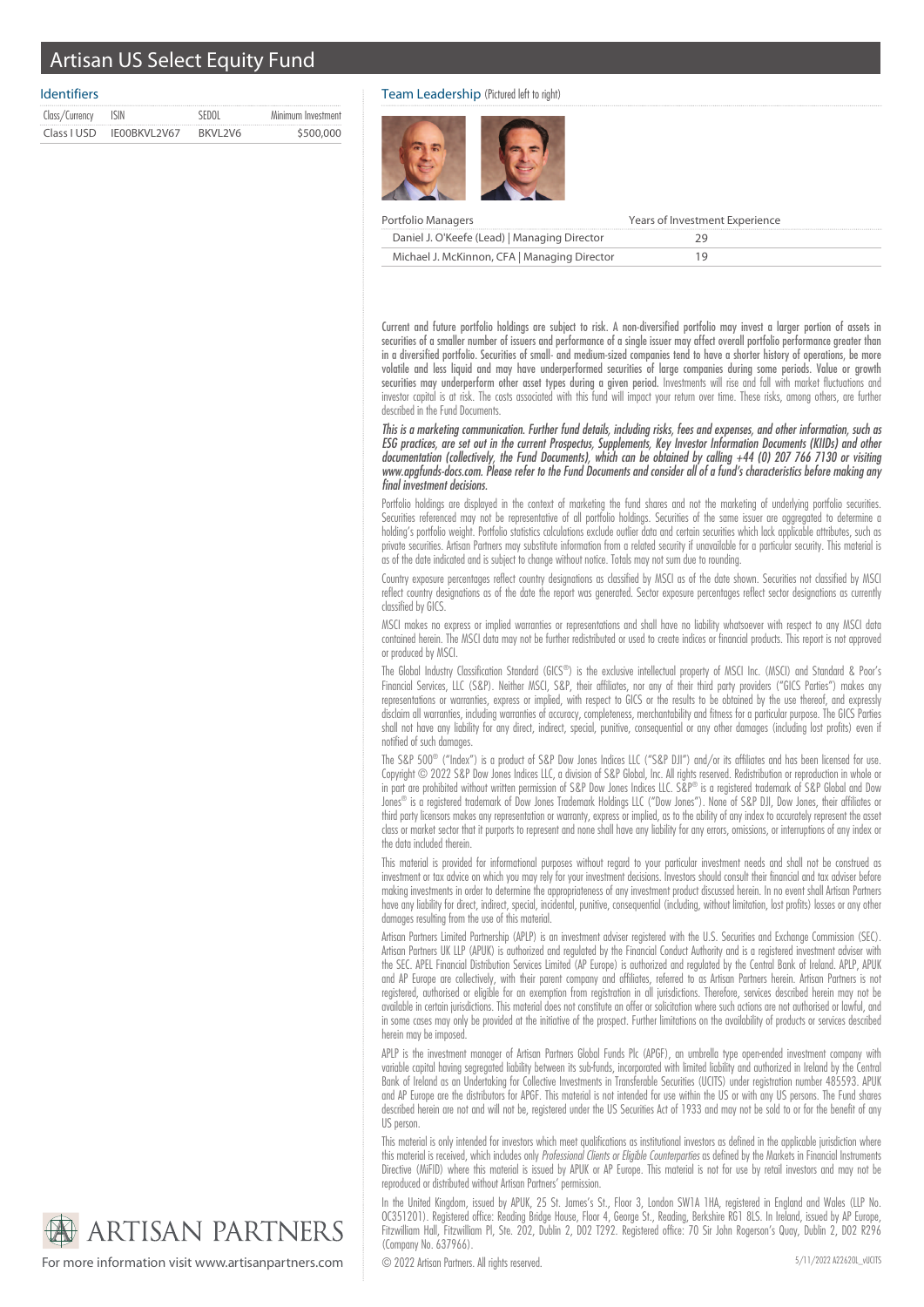# Artisan US Select Equity Fund

## Identifiers

| Class/Currency | ISIN | SEDOL | Minimum Investment |
|---|---|---|---|
| Class I USD | IE00BKVL2V67 | BKVL2V6 | $500,000 |

## Team Leadership (Pictured left to right)

| Portfolio Managers | Years of Investment Experience |
|---|---|
| Daniel J. O'Keefe (Lead) \| Managing Director | 29 |
| Michael J. McKinnon, CFA \| Managing Director | 19 |

**Current and future portfolio holdings are subject to risk. A non-diversified portfolio may invest a larger portion of assets in securities of a smaller number of issuers and performance of a single issuer may affect overall portfolio performance greater than in a diversified portfolio. Securities of small- and medium-sized companies tend to have a shorter history of operations, be more volatile and less liquid and may have underperformed securities of large companies during some periods. Value or growth securities may underperform other asset types during a given period.** Investments will rise and fall with market fluctuations and investor capital is at risk. The costs associated with this fund will impact your return over time. These risks, among others, are further described in the Fund Documents.

***This is a marketing communication. Further fund details, including risks, fees and expenses, and other information, such as ESG practices, are set out in the current Prospectus, Supplements, Key Investor Information Documents (KIIDs) and other documentation (collectively, the Fund Documents), which can be obtained by calling +44 (0) 207 766 7130 or visiting www.apgfunds-docs.com. Please refer to the Fund Documents and consider all of a fund's characteristics before making any final investment decisions.***

Portfolio holdings are displayed in the context of marketing the fund shares and not the marketing of underlying portfolio securities. Securities referenced may not be representative of all portfolio holdings. Securities of the same issuer are aggregated to determine a holding's portfolio weight. Portfolio statistics calculations exclude outlier data and certain securities which lack applicable attributes, such as private securities. Artisan Partners may substitute information from a related security if unavailable for a particular security. This material is as of the date indicated and is subject to change without notice. Totals may not sum due to rounding.

Country exposure percentages reflect country designations as classified by MSCI as of the date shown. Securities not classified by MSCI reflect country designations as of the date the report was generated. Sector exposure percentages reflect sector designations as currently classified by GICS.

MSCI makes no express or implied warranties or representations and shall have no liability whatsoever with respect to any MSCI data contained herein. The MSCI data may not be further redistributed or used to create indices or financial products. This report is not approved or produced by MSCI.

The Global Industry Classification Standard (GICS®) is the exclusive intellectual property of MSCI Inc. (MSCI) and Standard & Poor's Financial Services, LLC (S&P). Neither MSCI, S&P, their affiliates, nor any of their third party providers ("GICS Parties") makes any representations or warranties, express or implied, with respect to GICS or the results to be obtained by the use thereof, and expressly disclaim all warranties, including warranties of accuracy, completeness, merchantability and fitness for a particular purpose. The GICS Parties shall not have any liability for any direct, indirect, special, punitive, consequential or any other damages (including lost profits) even if notified of such damages.

The S&P 500® ("Index") is a product of S&P Dow Jones Indices LLC ("S&P DJI") and/or its affiliates and has been licensed for use. Copyright © 2022 S&P Dow Jones Indices LLC, a division of S&P Global, Inc. All rights reserved. Redistribution or reproduction in whole or in part are prohibited without written permission of S&P Dow Jones Indices LLC. S&P® is a registered trademark of S&P Global and Dow Jones® is a registered trademark of Dow Jones Trademark Holdings LLC ("Dow Jones"). None of S&P DJI, Dow Jones, their affiliates or third party licensors makes any representation or warranty, express or implied, as to the ability of any index to accurately represent the asset class or market sector that it purports to represent and none shall have any liability for any errors, omissions, or interruptions of any index or the data included therein.

This material is provided for informational purposes without regard to your particular investment needs and shall not be construed as investment or tax advice on which you may rely for your investment decisions. Investors should consult their financial and tax adviser before making investments in order to determine the appropriateness of any investment product discussed herein. In no event shall Artisan Partners have any liability for direct, indirect, special, incidental, punitive, consequential (including, without limitation, lost profits) losses or any other damages resulting from the use of this material.

Artisan Partners Limited Partnership (APLP) is an investment adviser registered with the U.S. Securities and Exchange Commission (SEC). Artisan Partners UK LLP (APUK) is authorized and regulated by the Financial Conduct Authority and is a registered investment adviser with the SEC. APEL Financial Distribution Services Limited (AP Europe) is authorized and regulated by the Central Bank of Ireland. APLP, APUK and AP Europe are collectively, with their parent company and affiliates, referred to as Artisan Partners herein. Artisan Partners is not registered, authorised or eligible for an exemption from registration in all jurisdictions. Therefore, services described herein may not be available in certain jurisdictions. This material does not constitute an offer or solicitation where such actions are not authorised or lawful, and in some cases may only be provided at the initiative of the prospect. Further limitations on the availability of products or services described herein may be imposed.

APLP is the investment manager of Artisan Partners Global Funds Plc (APGF), an umbrella type open-ended investment company with variable capital having segregated liability between its sub-funds, incorporated with limited liability and authorized in Ireland by the Central Bank of Ireland as an Undertaking for Collective Investments in Transferable Securities (UCITS) under registration number 485593. APUK and AP Europe are the distributors for APGF. This material is not intended for use within the US or with any US persons. The Fund shares described herein are not and will not be, registered under the US Securities Act of 1933 and may not be sold to or for the benefit of any US person.

This material is only intended for investors which meet qualifications as institutional investors as defined in the applicable jurisdiction where this material is received, which includes only *Professional Clients or Eligible Counterparties* as defined by the Markets in Financial Instruments Directive (MiFID) where this material is issued by APUK or AP Europe. This material is not for use by retail investors and may not be reproduced or distributed without Artisan Partners' permission.

In the United Kingdom, issued by APUK, 25 St. James's St., Floor 3, London SW1A 1HA, registered in England and Wales (LLP No. OC351201). Registered office: Reading Bridge House, Floor 4, George St., Reading, Berkshire RG1 8LS. In Ireland, issued by AP Europe, Fitzwilliam Hall, Fitzwilliam Pl, Ste. 202, Dublin 2, D02 T292. Registered office: 70 Sir John Rogerson's Quay, Dublin 2, D02 R296 (Company No. 637966).

© 2022 Artisan Partners. All rights reserved.

5/11/2022 A22620L_vUCITS

ARTISAN PARTNERS

For more information visit www.artisanpartners.com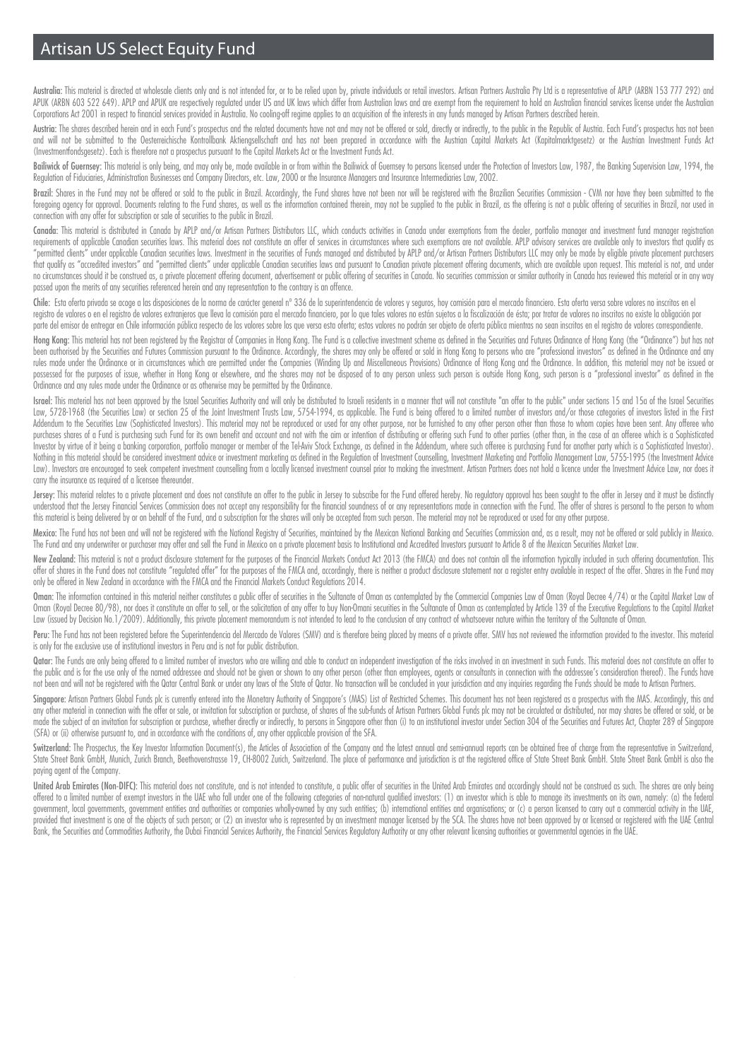# Artisan US Select Equity Fund

**Australia:** This material is directed at wholesale clients only and is not intended for, or to be relied upon by, private individuals or retail investors. Artisan Partners Australia Pty Ltd is a representative of APLP (ARBN 153 777 292) and APUK (ARBN 603 522 649). APLP and APUK are respectively regulated under US and UK laws which differ from Australian laws and are exempt from the requirement to hold an Australian financial services license under the Australian Corporations Act 2001 in respect to financial services provided in Australia. No cooling-off regime applies to an acquisition of the interests in any funds managed by Artisan Partners described herein.

**Austria:** The shares described herein and in each Fund's prospectus and the related documents have not and may not be offered or sold, directly or indirectly, to the public in the Republic of Austria. Each Fund's prospectus has not been and will not be submitted to the Oesterreichische Kontrollbank Aktiengesellschaft and has not been prepared in accordance with the Austrian Capital Markets Act (Kapitalmarktgesetz) or the Austrian Investment Funds Act (Investmentfondsgesetz). Each is therefore not a prospectus pursuant to the Capital Markets Act or the Investment Funds Act.

**Bailiwick of Guernsey:** This material is only being, and may only be, made available in or from within the Bailiwick of Guernsey to persons licensed under the Protection of Investors Law, 1987, the Banking Supervision Law, 1994, the Regulation of Fiduciaries, Administration Businesses and Company Directors, etc. Law, 2000 or the Insurance Managers and Insurance Intermediaries Law, 2002.

**Brazil:** Shares in the Fund may not be offered or sold to the public in Brazil. Accordingly, the Fund shares have not been nor will be registered with the Brazilian Securities Commission - CVM nor have they been submitted to the foregoing agency for approval. Documents relating to the Fund shares, as well as the information contained therein, may not be supplied to the public in Brazil, as the offering is not a public offering of securities in Brazil, nor used in connection with any offer for subscription or sale of securities to the public in Brazil.

**Canada:** This material is distributed in Canada by APLP and/or Artisan Partners Distributors LLC, which conducts activities in Canada under exemptions from the dealer, portfolio manager and investment fund manager registration requirements of applicable Canadian securities laws. This material does not constitute an offer of services in circumstances where such exemptions are not available. APLP advisory services are available only to investors that qualify as "permitted clients" under applicable Canadian securities laws. Investment in the securities of Funds managed and distributed by APLP and/or Artisan Partners Distributors LLC may only be made by eligible private placement purchasers that qualify as "accredited investors" and "permitted clients" under applicable Canadian securities laws and pursuant to Canadian private placement offering documents, which are available upon request. This material is not, and under no circumstances should it be construed as, a private placement offering document, advertisement or public offering of securities in Canada. No securities commission or similar authority in Canada has reviewed this material or in any way passed upon the merits of any securities referenced herein and any representation to the contrary is an offence.

**Chile:** Esta oferta privada se acoge a las disposiciones de la norma de carácter general nº 336 de la superintendencia de valores y seguros, hoy comisión para el mercado financiero. Esta oferta versa sobre valores no inscritos en el registro de valores o en el registro de valores extranjeros que lleva la comisión para el mercado financiero, por lo que tales valores no están sujetos a la fiscalización de ésta; por tratar de valores no inscritos no existe la obligación por parte del emisor de entregar en Chile información pública respecto de los valores sobre los que versa esta oferta; estos valores no podrán ser objeto de oferta pública mientras no sean inscritos en el registro de valores correspondiente.

**Hong Kong:** This material has not been registered by the Registrar of Companies in Hong Kong. The Fund is a collective investment scheme as defined in the Securities and Futures Ordinance of Hong Kong (the "Ordinance") but has not been authorised by the Securities and Futures Commission pursuant to the Ordinance. Accordingly, the shares may only be offered or sold in Hong Kong to persons who are "professional investors" as defined in the Ordinance and any rules made under the Ordinance or in circumstances which are permitted under the Companies (Winding Up and Miscellaneous Provisions) Ordinance of Hong Kong and the Ordinance. In addition, this material may not be issued or possessed for the purposes of issue, whether in Hong Kong or elsewhere, and the shares may not be disposed of to any person unless such person is outside Hong Kong, such person is a "professional investor" as defined in the Ordinance and any rules made under the Ordinance or as otherwise may be permitted by the Ordinance.

**Israel:** This material has not been approved by the Israel Securities Authority and will only be distributed to Israeli residents in a manner that will not constitute "an offer to the public" under sections 15 and 15a of the Israel Securities Law, 5728-1968 (the Securities Law) or section 25 of the Joint Investment Trusts Law, 5754-1994, as applicable. The Fund is being offered to a limited number of investors and/or those categories of investors listed in the First Addendum to the Securities Law (Sophisticated Investors). This material may not be reproduced or used for any other purpose, nor be furnished to any other person other than those to whom copies have been sent. Any offeree who purchases shares of a Fund is purchasing such Fund for its own benefit and account and not with the aim or intention of distributing or offering such Fund to other parties (other than, in the case of an offeree which is a Sophisticated Investor by virtue of it being a banking corporation, portfolio manager or member of the Tel-Aviv Stock Exchange, as defined in the Addendum, where such offeree is purchasing Fund for another party which is a Sophisticated Investor). Nothing in this material should be considered investment advice or investment marketing as defined in the Regulation of Investment Counselling, Investment Marketing and Portfolio Management Law, 5755-1995 (the Investment Advice Law). Investors are encouraged to seek competent investment counselling from a locally licensed investment counsel prior to making the investment. Artisan Partners does not hold a licence under the Investment Advice Law, nor does it carry the insurance as required of a licensee thereunder.

**Jersey:** This material relates to a private placement and does not constitute an offer to the public in Jersey to subscribe for the Fund offered hereby. No regulatory approval has been sought to the offer in Jersey and it must be distinctly understood that the Jersey Financial Services Commission does not accept any responsibility for the financial soundness of or any representations made in connection with the Fund. The offer of shares is personal to the person to whom this material is being delivered by or on behalf of the Fund, and a subscription for the shares will only be accepted from such person. The material may not be reproduced or used for any other purpose.

**Mexico:** The Fund has not been and will not be registered with the National Registry of Securities, maintained by the Mexican National Banking and Securities Commission and, as a result, may not be offered or sold publicly in Mexico. The Fund and any underwriter or purchaser may offer and sell the Fund in Mexico on a private placement basis to Institutional and Accredited Investors pursuant to Article 8 of the Mexican Securities Market Law.

**New Zealand:** This material is not a product disclosure statement for the purposes of the Financial Markets Conduct Act 2013 (the FMCA) and does not contain all the information typically included in such offering documentation. This offer of shares in the Fund does not constitute "regulated offer" for the purposes of the FMCA and, accordingly, there is neither a product disclosure statement nor a register entry available in respect of the offer. Shares in the Fund may only be offered in New Zealand in accordance with the FMCA and the Financial Markets Conduct Regulations 2014.

**Oman:** The information contained in this material neither constitutes a public offer of securities in the Sultanate of Oman as contemplated by the Commercial Companies Law of Oman (Royal Decree 4/74) or the Capital Market Law of Oman (Royal Decree 80/98), nor does it constitute an offer to sell, or the solicitation of any offer to buy Non-Omani securities in the Sultanate of Oman as contemplated by Article 139 of the Executive Regulations to the Capital Market Law (issued by Decision No.1/2009). Additionally, this private placement memorandum is not intended to lead to the conclusion of any contract of whatsoever nature within the territory of the Sultanate of Oman.

**Peru:** The Fund has not been registered before the Superintendencia del Mercado de Valores (SMV) and is therefore being placed by means of a private offer. SMV has not reviewed the information provided to the investor. This material is only for the exclusive use of institutional investors in Peru and is not for public distribution.

**Qatar:** The Funds are only being offered to a limited number of investors who are willing and able to conduct an independent investigation of the risks involved in an investment in such Funds. This material does not constitute an offer to the public and is for the use only of the named addressee and should not be given or shown to any other person (other than employees, agents or consultants in connection with the addressee's consideration thereof). The Funds have not been and will not be registered with the Qatar Central Bank or under any laws of the State of Qatar. No transaction will be concluded in your jurisdiction and any inquiries regarding the Funds should be made to Artisan Partners.

**Singapore:** Artisan Partners Global Funds plc is currently entered into the Monetary Authority of Singapore's (MAS) List of Restricted Schemes. This document has not been registered as a prospectus with the MAS. Accordingly, this and any other material in connection with the offer or sale, or invitation for subscription or purchase, of shares of the sub-funds of Artisan Partners Global Funds plc may not be circulated or distributed, nor may shares be offered or sold, or be made the subject of an invitation for subscription or purchase, whether directly or indirectly, to persons in Singapore other than (i) to an institutional investor under Section 304 of the Securities and Futures Act, Chapter 289 of Singapore (SFA) or (ii) otherwise pursuant to, and in accordance with the conditions of, any other applicable provision of the SFA.

**Switzerland:** The Prospectus, the Key Investor Information Document(s), the Articles of Association of the Company and the latest annual and semi-annual reports can be obtained free of charge from the representative in Switzerland, State Street Bank GmbH, Munich, Zurich Branch, Beethovenstrasse 19, CH-8002 Zurich, Switzerland. The place of performance and jurisdiction is at the registered office of State Street Bank GmbH. State Street Bank GmbH is also the paying agent of the Company.

**United Arab Emirates (Non-DIFC):** This material does not constitute, and is not intended to constitute, a public offer of securities in the United Arab Emirates and accordingly should not be construed as such. The shares are only being offered to a limited number of exempt investors in the UAE who fall under one of the following categories of non-natural qualified investors: (1) an investor which is able to manage its investments on its own, namely: (a) the federal government, local governments, government entities and authorities or companies wholly-owned by any such entities; (b) international entities and organisations; or (c) a person licensed to carry out a commercial activity in the UAE, provided that investment is one of the objects of such person; or (2) an investor who is represented by an investment manager licensed by the SCA. The shares have not been approved by or licensed or registered with the UAE Central Bank, the Securities and Commodities Authority, the Dubai Financial Services Authority, the Financial Services Regulatory Authority or any other relevant licensing authorities or governmental agencies in the UAE.